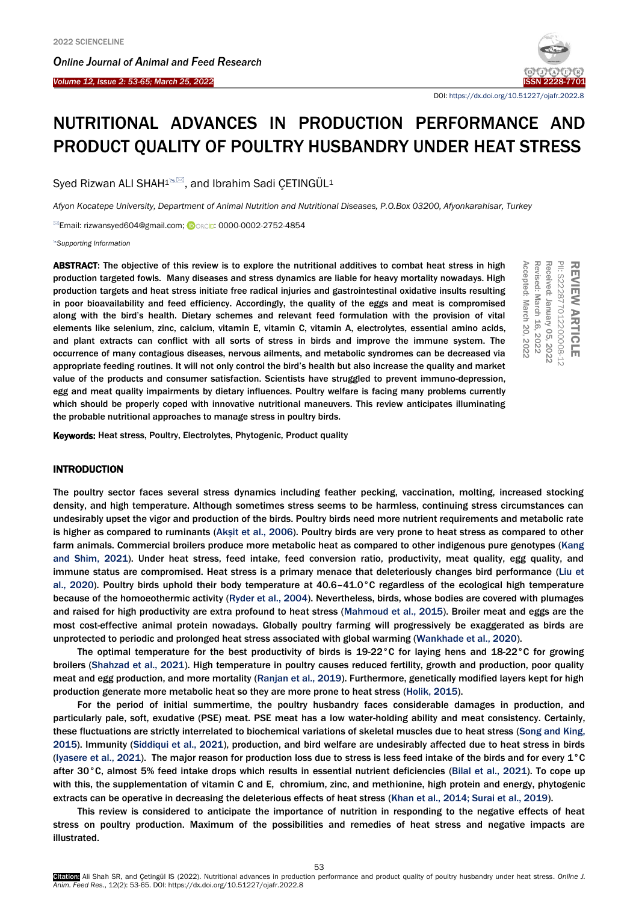DOI: https://dx.doi.org/10.51227/ojafr.2022.8

# NUTRITIONAL ADVANCES IN PRODUCTION PERFORMANCE AND PRODUCT QUALITY OF POULTRY HUSBANDRY UNDER HEAT STRESS

Syed Rizwan ALI SHAH[1], and Ibrahim Sadi ÇETINGÜL[1]

*Afyon Kocatepe University, Department of Animal Nutrition and Nutritional Diseases, P.O.Box 03200, Afyonkarahisar, Turkey*

Email: rizwansyed604@gmail.com; ORCID: 0000-0002-2752-4854

*Supporting Information*

**REVIEW ARTICLE**
PII: S222877012200008-12
Received: January 05, 2022
Revised: March 16, 2022
Accepted: March 20, 2022

**ABSTRACT**: The objective of this review is to explore the nutritional additives to combat heat stress in high production targeted fowls. Many diseases and stress dynamics are liable for heavy mortality nowadays. High production targets and heat stress initiate free radical injuries and gastrointestinal oxidative insults resulting in poor bioavailability and feed efficiency. Accordingly, the quality of the eggs and meat is compromised along with the bird's health. Dietary schemes and relevant feed formulation with the provision of vital elements like selenium, zinc, calcium, vitamin E, vitamin C, vitamin A, electrolytes, essential amino acids, and plant extracts can conflict with all sorts of stress in birds and improve the immune system. The occurrence of many contagious diseases, nervous ailments, and metabolic syndromes can be decreased via appropriate feeding routines. It will not only control the bird's health but also increase the quality and market value of the products and consumer satisfaction. Scientists have struggled to prevent immuno-depression, egg and meat quality impairments by dietary influences. Poultry welfare is facing many problems currently which should be properly coped with innovative nutritional maneuvers. This review anticipates illuminating the probable nutritional approaches to manage stress in poultry birds.

**Keywords:** Heat stress, Poultry, Electrolytes, Phytogenic, Product quality

## INTRODUCTION

The poultry sector faces several stress dynamics including feather pecking, vaccination, molting, increased stocking density, and high temperature. Although sometimes stress seems to be harmless, continuing stress circumstances can undesirably upset the vigor and production of the birds. Poultry birds need more nutrient requirements and metabolic rate is higher as compared to ruminants (Akşit et al., 2006). Poultry birds are very prone to heat stress as compared to other farm animals. Commercial broilers produce more metabolic heat as compared to other indigenous pure genotypes (Kang and Shim, 2021). Under heat stress, feed intake, feed conversion ratio, productivity, meat quality, egg quality, and immune status are compromised. Heat stress is a primary menace that deleteriously changes bird performance (Liu et al., 2020). Poultry birds uphold their body temperature at 40.6–41.0°C regardless of the ecological high temperature because of the homoeothermic activity (Ryder et al., 2004). Nevertheless, birds, whose bodies are covered with plumages and raised for high productivity are extra profound to heat stress (Mahmoud et al., 2015). Broiler meat and eggs are the most cost-effective animal protein nowadays. Globally poultry farming will progressively be exaggerated as birds are unprotected to periodic and prolonged heat stress associated with global warming (Wankhade et al., 2020).

The optimal temperature for the best productivity of birds is 19-22°C for laying hens and 18-22°C for growing broilers (Shahzad et al., 2021). High temperature in poultry causes reduced fertility, growth and production, poor quality meat and egg production, and more mortality (Ranjan et al., 2019). Furthermore, genetically modified layers kept for high production generate more metabolic heat so they are more prone to heat stress (Holik, 2015).

For the period of initial summertime, the poultry husbandry faces considerable damages in production, and particularly pale, soft, exudative (PSE) meat. PSE meat has a low water-holding ability and meat consistency. Certainly, these fluctuations are strictly interrelated to biochemical variations of skeletal muscles due to heat stress (Song and King, 2015). Immunity (Siddiqui et al., 2021), production, and bird welfare are undesirably affected due to heat stress in birds (Iyasere et al., 2021). The major reason for production loss due to stress is less feed intake of the birds and for every 1°C after 30°C, almost 5% feed intake drops which results in essential nutrient deficiencies (Bilal et al., 2021). To cope up with this, the supplementation of vitamin C and E, chromium, zinc, and methionine, high protein and energy, phytogenic extracts can be operative in decreasing the deleterious effects of heat stress (Khan et al., 2014; Surai et al., 2019).

This review is considered to anticipate the importance of nutrition in responding to the negative effects of heat stress on poultry production. Maximum of the possibilities and remedies of heat stress and negative impacts are illustrated.

**Citation:** Ali Shah SR, and Çetingül IS (2022). Nutritional advances in production performance and product quality of poultry husbandry under heat stress. *Online J. Anim. Feed Res.*, 12(2): 53-65. DOI: https://dx.doi.org/10.51227/ojafr.2022.8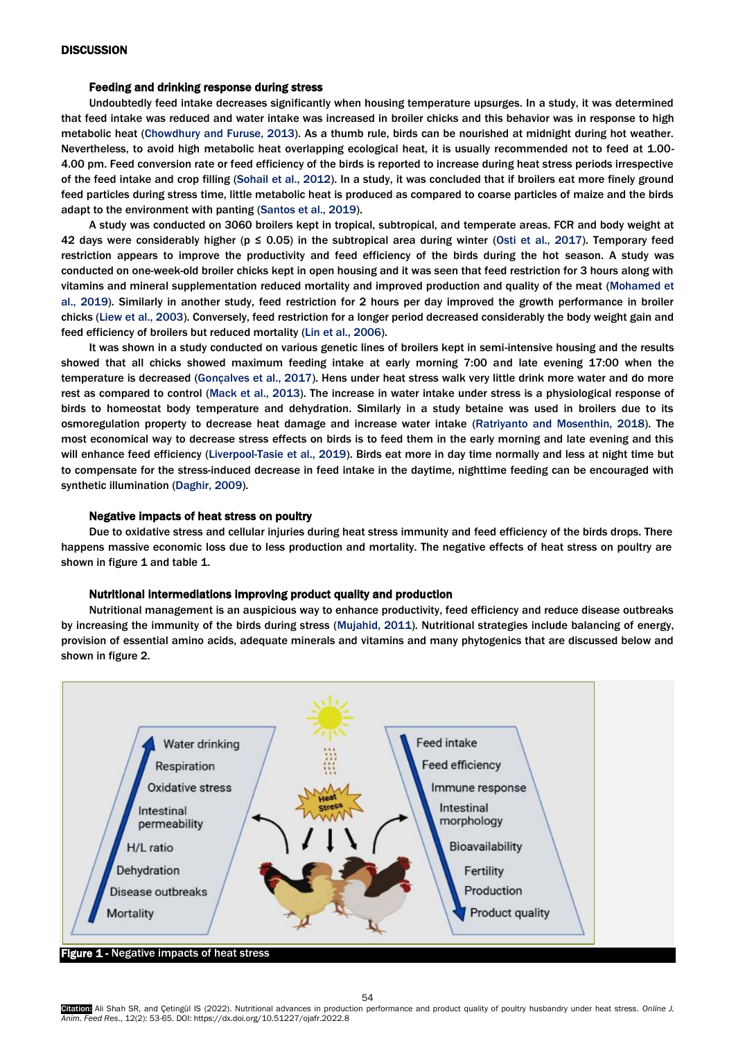## DISCUSSION

### Feeding and drinking response during stress

Undoubtedly feed intake decreases significantly when housing temperature upsurges. In a study, it was determined that feed intake was reduced and water intake was increased in broiler chicks and this behavior was in response to high metabolic heat (Chowdhury and Furuse, 2013). As a thumb rule, birds can be nourished at midnight during hot weather. Nevertheless, to avoid high metabolic heat overlapping ecological heat, it is usually recommended not to feed at 1.00-4.00 pm. Feed conversion rate or feed efficiency of the birds is reported to increase during heat stress periods irrespective of the feed intake and crop filling (Sohail et al., 2012). In a study, it was concluded that if broilers eat more finely ground feed particles during stress time, little metabolic heat is produced as compared to coarse particles of maize and the birds adapt to the environment with panting (Santos et al., 2019).

A study was conducted on 3060 broilers kept in tropical, subtropical, and temperate areas. FCR and body weight at 42 days were considerably higher ($p \leq 0.05$) in the subtropical area during winter (Osti et al., 2017). Temporary feed restriction appears to improve the productivity and feed efficiency of the birds during the hot season. A study was conducted on one-week-old broiler chicks kept in open housing and it was seen that feed restriction for 3 hours along with vitamins and mineral supplementation reduced mortality and improved production and quality of the meat (Mohamed et al., 2019). Similarly in another study, feed restriction for 2 hours per day improved the growth performance in broiler chicks (Liew et al., 2003). Conversely, feed restriction for a longer period decreased considerably the body weight gain and feed efficiency of broilers but reduced mortality (Lin et al., 2006).

It was shown in a study conducted on various genetic lines of broilers kept in semi-intensive housing and the results showed that all chicks showed maximum feeding intake at early morning 7:00 and late evening 17:00 when the temperature is decreased (Gonçalves et al., 2017). Hens under heat stress walk very little drink more water and do more rest as compared to control (Mack et al., 2013). The increase in water intake under stress is a physiological response of birds to homeostat body temperature and dehydration. Similarly in a study betaine was used in broilers due to its osmoregulation property to decrease heat damage and increase water intake (Ratriyanto and Mosenthin, 2018). The most economical way to decrease stress effects on birds is to feed them in the early morning and late evening and this will enhance feed efficiency (Liverpool-Tasie et al., 2019). Birds eat more in day time normally and less at night time but to compensate for the stress-induced decrease in feed intake in the daytime, nighttime feeding can be encouraged with synthetic illumination (Daghir, 2009).

### Negative impacts of heat stress on poultry

Due to oxidative stress and cellular injuries during heat stress immunity and feed efficiency of the birds drops. There happens massive economic loss due to less production and mortality. The negative effects of heat stress on poultry are shown in figure 1 and table 1.

### Nutritional intermediations improving product quality and production

Nutritional management is an auspicious way to enhance productivity, feed efficiency and reduce disease outbreaks by increasing the immunity of the birds during stress (Mujahid, 2011). Nutritional strategies include balancing of energy, provision of essential amino acids, adequate minerals and vitamins and many phytogenics that are discussed below and shown in figure 2.

**Figure 1** - Negative impacts of heat stress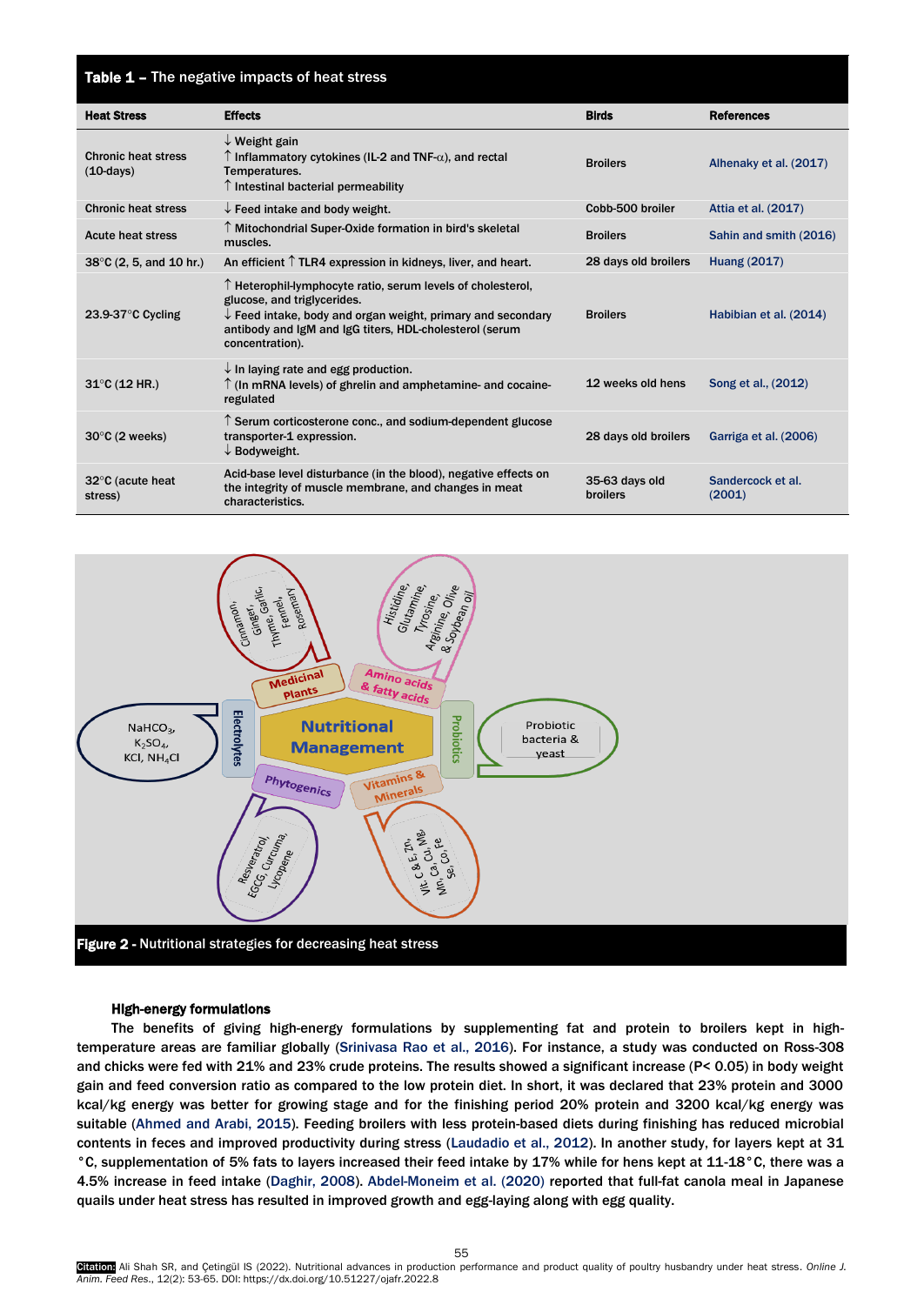**Table 1 – The negative impacts of heat stress**

| Heat Stress | Effects | Birds | References |
|---|---|---|---|
| Chronic heat stress (10-days) | ↓ Weight gain<br>↑ Inflammatory cytokines (IL-2 and TNF-α), and rectal Temperatures.<br>↑ Intestinal bacterial permeability | Broilers | Alhenaky et al. (2017) |
| Chronic heat stress | ↓ Feed intake and body weight. | Cobb-500 broiler | Attia et al. (2017) |
| Acute heat stress | ↑ Mitochondrial Super-Oxide formation in bird's skeletal muscles. | Broilers | Sahin and smith (2016) |
| 38°C (2, 5, and 10 hr.) | An efficient ↑ TLR4 expression in kidneys, liver, and heart. | 28 days old broilers | Huang (2017) |
| 23.9-37°C Cycling | ↑ Heterophil-lymphocyte ratio, serum levels of cholesterol, glucose, and triglycerides.<br>↓ Feed intake, body and organ weight, primary and secondary antibody and IgM and IgG titers, HDL-cholesterol (serum concentration). | Broilers | Habibian et al. (2014) |
| 31°C (12 HR.) | ↓ In laying rate and egg production.<br>↑ (In mRNA levels) of ghrelin and amphetamine- and cocaine-regulated | 12 weeks old hens | Song et al., (2012) |
| 30°C (2 weeks) | ↑ Serum corticosterone conc., and sodium-dependent glucose transporter-1 expression.<br>↓ Bodyweight. | 28 days old broilers | Garriga et al. (2006) |
| 32°C (acute heat stress) | Acid-base level disturbance (in the blood), negative effects on the integrity of muscle membrane, and changes in meat characteristics. | 35-63 days old broilers | Sandercock et al. (2001) |

**Figure 2** - Nutritional strategies for decreasing heat stress

**High-energy formulations**

The benefits of giving high-energy formulations by supplementing fat and protein to broilers kept in high-temperature areas are familiar globally (Srinivasa Rao et al., 2016). For instance, a study was conducted on Ross-308 and chicks were fed with 21% and 23% crude proteins. The results showed a significant increase ($P < 0.05$) in body weight gain and feed conversion ratio as compared to the low protein diet. In short, it was declared that 23% protein and 3000 kcal/kg energy was better for growing stage and for the finishing period 20% protein and 3200 kcal/kg energy was suitable (Ahmed and Arabi, 2015). Feeding broilers with less protein-based diets during finishing has reduced microbial contents in feces and improved productivity during stress (Laudadio et al., 2012). In another study, for layers kept at 31 °C, supplementation of 5% fats to layers increased their feed intake by 17% while for hens kept at 11-18°C, there was a 4.5% increase in feed intake (Daghir, 2008). Abdel-Moneim et al. (2020) reported that full-fat canola meal in Japanese quails under heat stress has resulted in improved growth and egg-laying along with egg quality.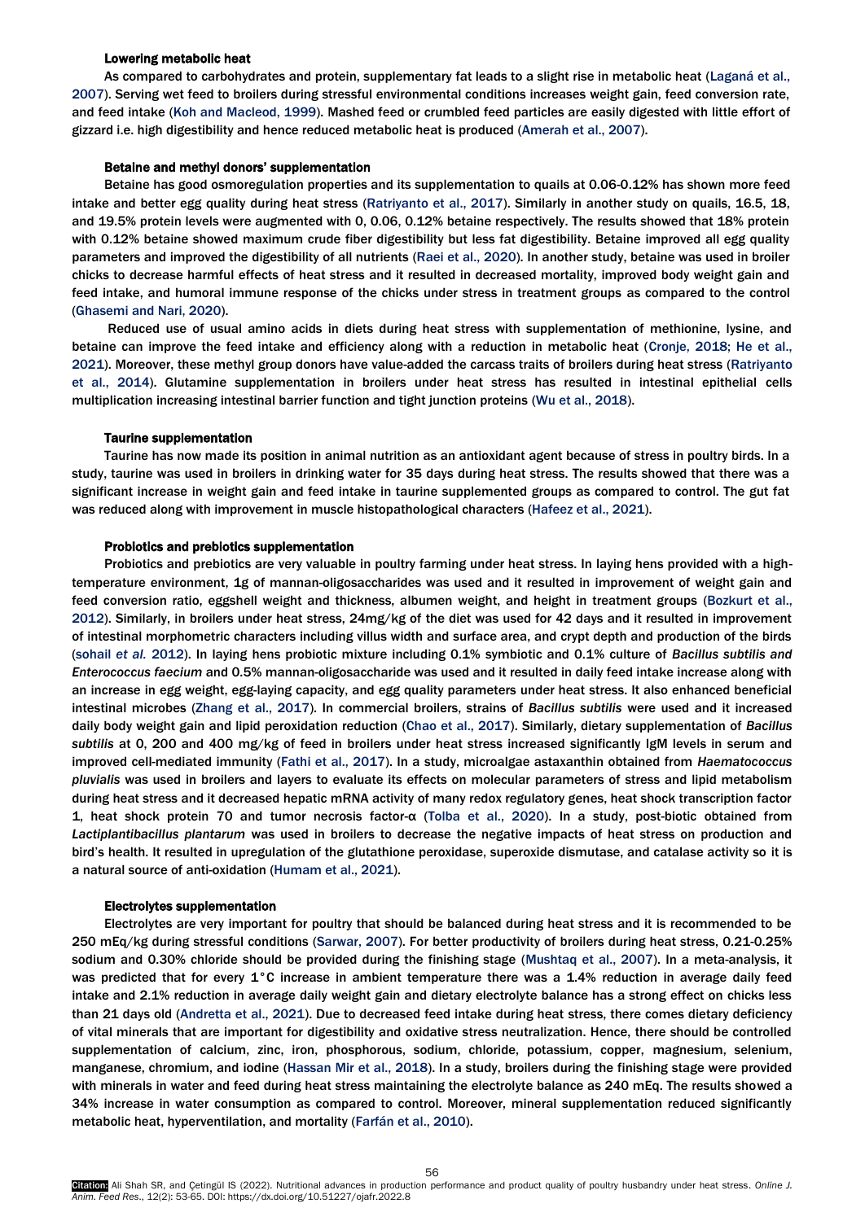### Lowering metabolic heat

As compared to carbohydrates and protein, supplementary fat leads to a slight rise in metabolic heat (Laganá et al., 2007). Serving wet feed to broilers during stressful environmental conditions increases weight gain, feed conversion rate, and feed intake (Koh and Macleod, 1999). Mashed feed or crumbled feed particles are easily digested with little effort of gizzard i.e. high digestibility and hence reduced metabolic heat is produced (Amerah et al., 2007).

### Betaine and methyl donors' supplementation

Betaine has good osmoregulation properties and its supplementation to quails at 0.06-0.12% has shown more feed intake and better egg quality during heat stress (Ratriyanto et al., 2017). Similarly in another study on quails, 16.5, 18, and 19.5% protein levels were augmented with 0, 0.06, 0.12% betaine respectively. The results showed that 18% protein with 0.12% betaine showed maximum crude fiber digestibility but less fat digestibility. Betaine improved all egg quality parameters and improved the digestibility of all nutrients (Raei et al., 2020). In another study, betaine was used in broiler chicks to decrease harmful effects of heat stress and it resulted in decreased mortality, improved body weight gain and feed intake, and humoral immune response of the chicks under stress in treatment groups as compared to the control (Ghasemi and Nari, 2020).

Reduced use of usual amino acids in diets during heat stress with supplementation of methionine, lysine, and betaine can improve the feed intake and efficiency along with a reduction in metabolic heat (Cronje, 2018; He et al., 2021). Moreover, these methyl group donors have value-added the carcass traits of broilers during heat stress (Ratriyanto et al., 2014). Glutamine supplementation in broilers under heat stress has resulted in intestinal epithelial cells multiplication increasing intestinal barrier function and tight junction proteins (Wu et al., 2018).

### Taurine supplementation

Taurine has now made its position in animal nutrition as an antioxidant agent because of stress in poultry birds. In a study, taurine was used in broilers in drinking water for 35 days during heat stress. The results showed that there was a significant increase in weight gain and feed intake in taurine supplemented groups as compared to control. The gut fat was reduced along with improvement in muscle histopathological characters (Hafeez et al., 2021).

### Probiotics and prebiotics supplementation

Probiotics and prebiotics are very valuable in poultry farming under heat stress. In laying hens provided with a high-temperature environment, 1g of mannan-oligosaccharides was used and it resulted in improvement of weight gain and feed conversion ratio, eggshell weight and thickness, albumen weight, and height in treatment groups (Bozkurt et al., 2012). Similarly, in broilers under heat stress, 24mg/kg of the diet was used for 42 days and it resulted in improvement of intestinal morphometric characters including villus width and surface area, and crypt depth and production of the birds (sohail *et al.* 2012). In laying hens probiotic mixture including 0.1% symbiotic and 0.1% culture of *Bacillus subtilis and Enterococcus faecium* and 0.5% mannan-oligosaccharide was used and it resulted in daily feed intake increase along with an increase in egg weight, egg-laying capacity, and egg quality parameters under heat stress. It also enhanced beneficial intestinal microbes (Zhang et al., 2017). In commercial broilers, strains of *Bacillus subtilis* were used and it increased daily body weight gain and lipid peroxidation reduction (Chao et al., 2017). Similarly, dietary supplementation of *Bacillus subtilis* at 0, 200 and 400 mg/kg of feed in broilers under heat stress increased significantly IgM levels in serum and improved cell-mediated immunity (Fathi et al., 2017). In a study, microalgae astaxanthin obtained from *Haematococcus pluvialis* was used in broilers and layers to evaluate its effects on molecular parameters of stress and lipid metabolism during heat stress and it decreased hepatic mRNA activity of many redox regulatory genes, heat shock transcription factor 1, heat shock protein 70 and tumor necrosis factor-α (Tolba et al., 2020). In a study, post-biotic obtained from *Lactiplantibacillus plantarum* was used in broilers to decrease the negative impacts of heat stress on production and bird's health. It resulted in upregulation of the glutathione peroxidase, superoxide dismutase, and catalase activity so it is a natural source of anti-oxidation (Humam et al., 2021).

### Electrolytes supplementation

Electrolytes are very important for poultry that should be balanced during heat stress and it is recommended to be 250 mEq/kg during stressful conditions (Sarwar, 2007). For better productivity of broilers during heat stress, 0.21-0.25% sodium and 0.30% chloride should be provided during the finishing stage (Mushtaq et al., 2007). In a meta-analysis, it was predicted that for every 1°C increase in ambient temperature there was a 1.4% reduction in average daily feed intake and 2.1% reduction in average daily weight gain and dietary electrolyte balance has a strong effect on chicks less than 21 days old (Andretta et al., 2021). Due to decreased feed intake during heat stress, there comes dietary deficiency of vital minerals that are important for digestibility and oxidative stress neutralization. Hence, there should be controlled supplementation of calcium, zinc, iron, phosphorous, sodium, chloride, potassium, copper, magnesium, selenium, manganese, chromium, and iodine (Hassan Mir et al., 2018). In a study, broilers during the finishing stage were provided with minerals in water and feed during heat stress maintaining the electrolyte balance as 240 mEq. The results showed a 34% increase in water consumption as compared to control. Moreover, mineral supplementation reduced significantly metabolic heat, hyperventilation, and mortality (Farfán et al., 2010).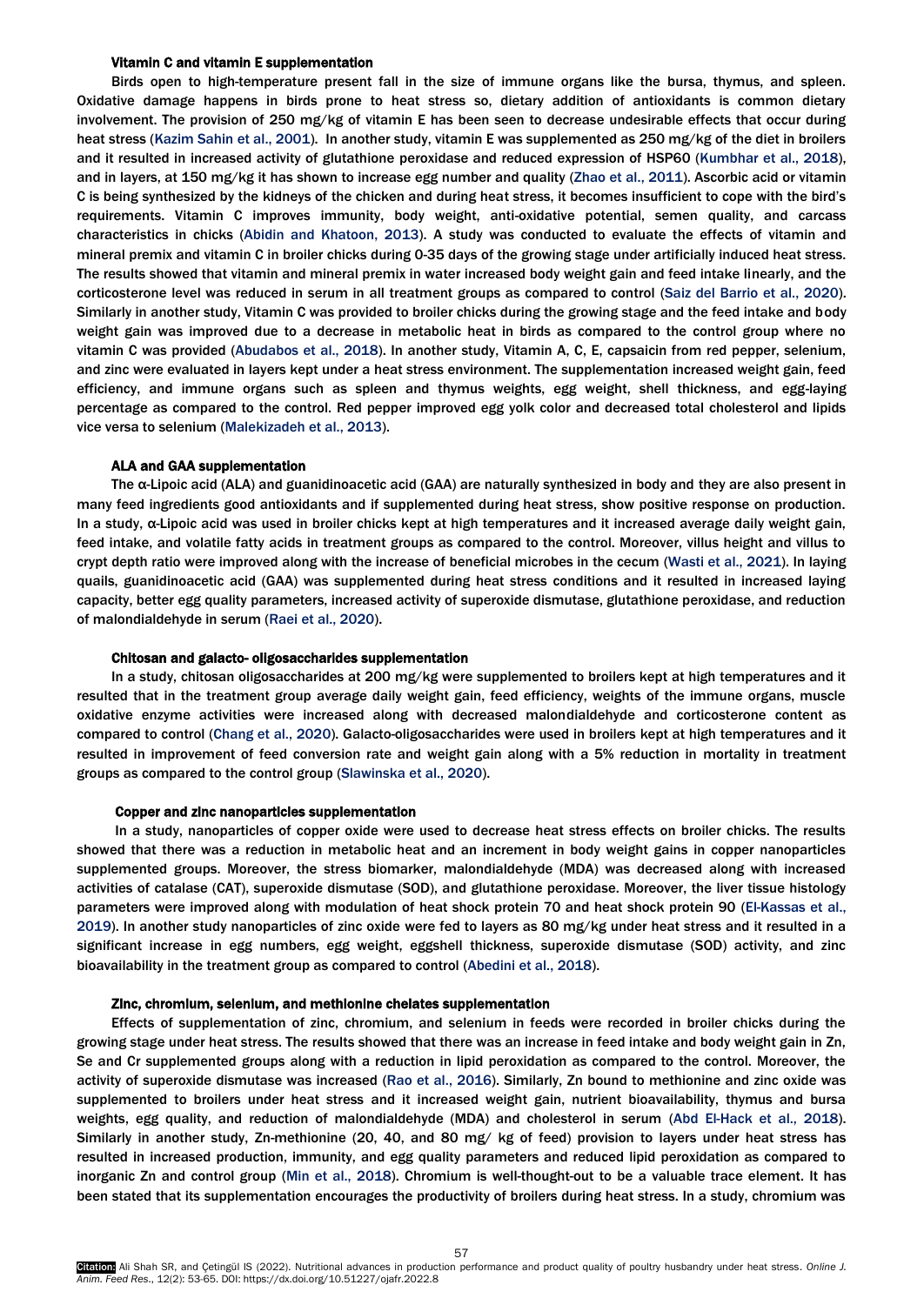### Vitamin C and vitamin E supplementation

Birds open to high-temperature present fall in the size of immune organs like the bursa, thymus, and spleen. Oxidative damage happens in birds prone to heat stress so, dietary addition of antioxidants is common dietary involvement. The provision of 250 mg/kg of vitamin E has been seen to decrease undesirable effects that occur during heat stress (Kazim Sahin et al., 2001). In another study, vitamin E was supplemented as 250 mg/kg of the diet in broilers and it resulted in increased activity of glutathione peroxidase and reduced expression of HSP60 (Kumbhar et al., 2018), and in layers, at 150 mg/kg it has shown to increase egg number and quality (Zhao et al., 2011). Ascorbic acid or vitamin C is being synthesized by the kidneys of the chicken and during heat stress, it becomes insufficient to cope with the bird's requirements. Vitamin C improves immunity, body weight, anti-oxidative potential, semen quality, and carcass characteristics in chicks (Abidin and Khatoon, 2013). A study was conducted to evaluate the effects of vitamin and mineral premix and vitamin C in broiler chicks during 0-35 days of the growing stage under artificially induced heat stress. The results showed that vitamin and mineral premix in water increased body weight gain and feed intake linearly, and the corticosterone level was reduced in serum in all treatment groups as compared to control (Saiz del Barrio et al., 2020). Similarly in another study, Vitamin C was provided to broiler chicks during the growing stage and the feed intake and body weight gain was improved due to a decrease in metabolic heat in birds as compared to the control group where no vitamin C was provided (Abudabos et al., 2018). In another study, Vitamin A, C, E, capsaicin from red pepper, selenium, and zinc were evaluated in layers kept under a heat stress environment. The supplementation increased weight gain, feed efficiency, and immune organs such as spleen and thymus weights, egg weight, shell thickness, and egg-laying percentage as compared to the control. Red pepper improved egg yolk color and decreased total cholesterol and lipids vice versa to selenium (Malekizadeh et al., 2013).

### ALA and GAA supplementation

The α-Lipoic acid (ALA) and guanidinoacetic acid (GAA) are naturally synthesized in body and they are also present in many feed ingredients good antioxidants and if supplemented during heat stress, show positive response on production. In a study, α-Lipoic acid was used in broiler chicks kept at high temperatures and it increased average daily weight gain, feed intake, and volatile fatty acids in treatment groups as compared to the control. Moreover, villus height and villus to crypt depth ratio were improved along with the increase of beneficial microbes in the cecum (Wasti et al., 2021). In laying quails, guanidinoacetic acid (GAA) was supplemented during heat stress conditions and it resulted in increased laying capacity, better egg quality parameters, increased activity of superoxide dismutase, glutathione peroxidase, and reduction of malondialdehyde in serum (Raei et al., 2020).

### Chitosan and galacto- oligosaccharides supplementation

In a study, chitosan oligosaccharides at 200 mg/kg were supplemented to broilers kept at high temperatures and it resulted that in the treatment group average daily weight gain, feed efficiency, weights of the immune organs, muscle oxidative enzyme activities were increased along with decreased malondialdehyde and corticosterone content as compared to control (Chang et al., 2020). Galacto-oligosaccharides were used in broilers kept at high temperatures and it resulted in improvement of feed conversion rate and weight gain along with a 5% reduction in mortality in treatment groups as compared to the control group (Slawinska et al., 2020).

### Copper and zinc nanoparticles supplementation

In a study, nanoparticles of copper oxide were used to decrease heat stress effects on broiler chicks. The results showed that there was a reduction in metabolic heat and an increment in body weight gains in copper nanoparticles supplemented groups. Moreover, the stress biomarker, malondialdehyde (MDA) was decreased along with increased activities of catalase (CAT), superoxide dismutase (SOD), and glutathione peroxidase. Moreover, the liver tissue histology parameters were improved along with modulation of heat shock protein 70 and heat shock protein 90 (El-Kassas et al., 2019). In another study nanoparticles of zinc oxide were fed to layers as 80 mg/kg under heat stress and it resulted in a significant increase in egg numbers, egg weight, eggshell thickness, superoxide dismutase (SOD) activity, and zinc bioavailability in the treatment group as compared to control (Abedini et al., 2018).

### Zinc, chromium, selenium, and methionine chelates supplementation

Effects of supplementation of zinc, chromium, and selenium in feeds were recorded in broiler chicks during the growing stage under heat stress. The results showed that there was an increase in feed intake and body weight gain in Zn, Se and Cr supplemented groups along with a reduction in lipid peroxidation as compared to the control. Moreover, the activity of superoxide dismutase was increased (Rao et al., 2016). Similarly, Zn bound to methionine and zinc oxide was supplemented to broilers under heat stress and it increased weight gain, nutrient bioavailability, thymus and bursa weights, egg quality, and reduction of malondialdehyde (MDA) and cholesterol in serum (Abd El-Hack et al., 2018). Similarly in another study, Zn-methionine (20, 40, and 80 mg/ kg of feed) provision to layers under heat stress has resulted in increased production, immunity, and egg quality parameters and reduced lipid peroxidation as compared to inorganic Zn and control group (Min et al., 2018). Chromium is well-thought-out to be a valuable trace element. It has been stated that its supplementation encourages the productivity of broilers during heat stress. In a study, chromium was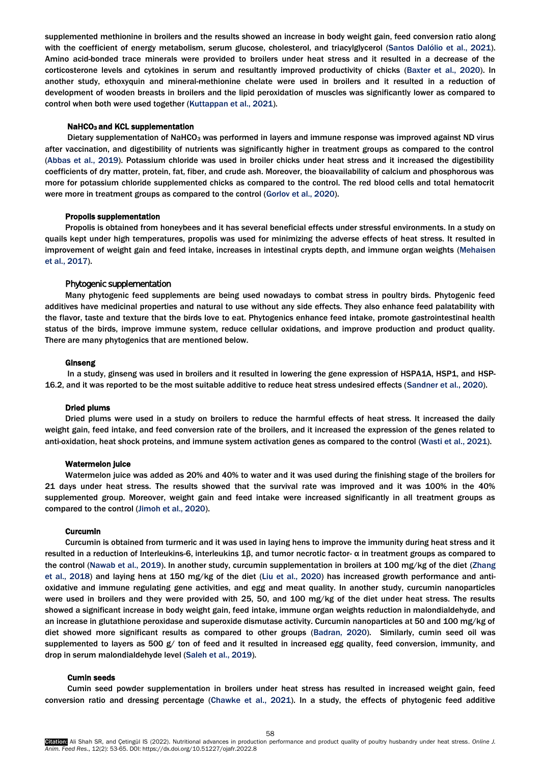supplemented methionine in broilers and the results showed an increase in body weight gain, feed conversion ratio along with the coefficient of energy metabolism, serum glucose, cholesterol, and triacylglycerol (Santos Dalólio et al., 2021). Amino acid-bonded trace minerals were provided to broilers under heat stress and it resulted in a decrease of the corticosterone levels and cytokines in serum and resultantly improved productivity of chicks (Baxter et al., 2020). In another study, ethoxyquin and mineral-methionine chelate were used in broilers and it resulted in a reduction of development of wooden breasts in broilers and the lipid peroxidation of muscles was significantly lower as compared to control when both were used together (Kuttappan et al., 2021).

#### $NaHCO_3$ and KCL supplementation

Dietary supplementation of $NaHCO_3$ was performed in layers and immune response was improved against ND virus after vaccination, and digestibility of nutrients was significantly higher in treatment groups as compared to the control (Abbas et al., 2019). Potassium chloride was used in broiler chicks under heat stress and it increased the digestibility coefficients of dry matter, protein, fat, fiber, and crude ash. Moreover, the bioavailability of calcium and phosphorous was more for potassium chloride supplemented chicks as compared to the control. The red blood cells and total hematocrit were more in treatment groups as compared to the control (Gorlov et al., 2020).

#### Propolis supplementation

Propolis is obtained from honeybees and it has several beneficial effects under stressful environments. In a study on quails kept under high temperatures, propolis was used for minimizing the adverse effects of heat stress. It resulted in improvement of weight gain and feed intake, increases in intestinal crypts depth, and immune organ weights (Mehaisen et al., 2017).

#### Phytogenic supplementation

Many phytogenic feed supplements are being used nowadays to combat stress in poultry birds. Phytogenic feed additives have medicinal properties and natural to use without any side effects. They also enhance feed palatability with the flavor, taste and texture that the birds love to eat. Phytogenics enhance feed intake, promote gastrointestinal health status of the birds, improve immune system, reduce cellular oxidations, and improve production and product quality. There are many phytogenics that are mentioned below.

#### Ginseng

In a study, ginseng was used in broilers and it resulted in lowering the gene expression of HSPA1A, HSP1, and HSP-16.2, and it was reported to be the most suitable additive to reduce heat stress undesired effects (Sandner et al., 2020).

#### Dried plums

Dried plums were used in a study on broilers to reduce the harmful effects of heat stress. It increased the daily weight gain, feed intake, and feed conversion rate of the broilers, and it increased the expression of the genes related to anti-oxidation, heat shock proteins, and immune system activation genes as compared to the control (Wasti et al., 2021).

#### Watermelon juice

Watermelon juice was added as 20% and 40% to water and it was used during the finishing stage of the broilers for 21 days under heat stress. The results showed that the survival rate was improved and it was 100% in the 40% supplemented group. Moreover, weight gain and feed intake were increased significantly in all treatment groups as compared to the control (Jimoh et al., 2020).

#### Curcumin

Curcumin is obtained from turmeric and it was used in laying hens to improve the immunity during heat stress and it resulted in a reduction of Interleukins-6, interleukins 1β, and tumor necrotic factor- α in treatment groups as compared to the control (Nawab et al., 2019). In another study, curcumin supplementation in broilers at 100 mg/kg of the diet (Zhang et al., 2018) and laying hens at 150 mg/kg of the diet (Liu et al., 2020) has increased growth performance and anti-oxidative and immune regulating gene activities, and egg and meat quality. In another study, curcumin nanoparticles were used in broilers and they were provided with 25, 50, and 100 mg/kg of the diet under heat stress. The results showed a significant increase in body weight gain, feed intake, immune organ weights reduction in malondialdehyde, and an increase in glutathione peroxidase and superoxide dismutase activity. Curcumin nanoparticles at 50 and 100 mg/kg of diet showed more significant results as compared to other groups (Badran, 2020). Similarly, cumin seed oil was supplemented to layers as 500 g/ ton of feed and it resulted in increased egg quality, feed conversion, immunity, and drop in serum malondialdehyde level (Saleh et al., 2019).

#### Cumin seeds

Cumin seed powder supplementation in broilers under heat stress has resulted in increased weight gain, feed conversion ratio and dressing percentage (Chawke et al., 2021). In a study, the effects of phytogenic feed additive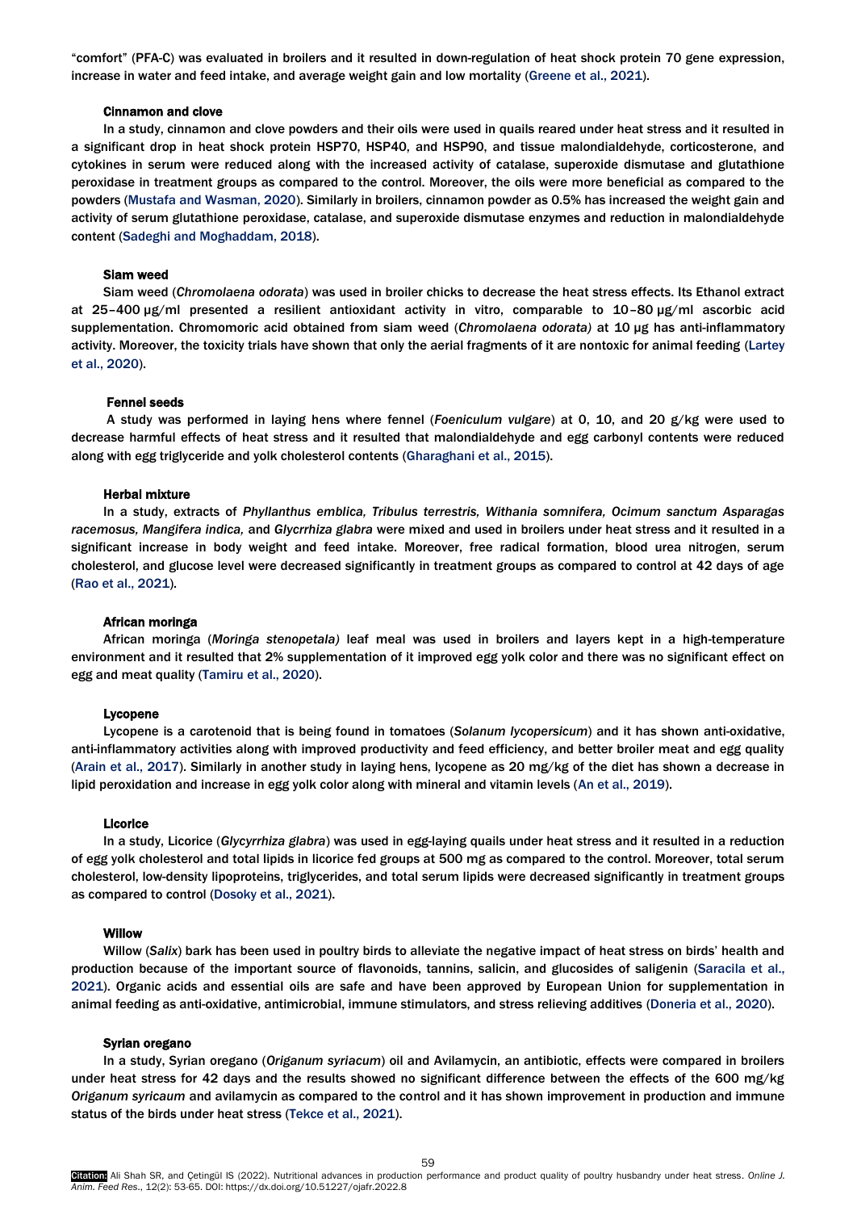"comfort" (PFA-C) was evaluated in broilers and it resulted in down-regulation of heat shock protein 70 gene expression, increase in water and feed intake, and average weight gain and low mortality (Greene et al., 2021).

### Cinnamon and clove

In a study, cinnamon and clove powders and their oils were used in quails reared under heat stress and it resulted in a significant drop in heat shock protein HSP70, HSP40, and HSP90, and tissue malondialdehyde, corticosterone, and cytokines in serum were reduced along with the increased activity of catalase, superoxide dismutase and glutathione peroxidase in treatment groups as compared to the control. Moreover, the oils were more beneficial as compared to the powders (Mustafa and Wasman, 2020). Similarly in broilers, cinnamon powder as 0.5% has increased the weight gain and activity of serum glutathione peroxidase, catalase, and superoxide dismutase enzymes and reduction in malondialdehyde content (Sadeghi and Moghaddam, 2018).

### Siam weed

Siam weed (*Chromolaena odorata*) was used in broiler chicks to decrease the heat stress effects. Its Ethanol extract at 25–400 µg/ml presented a resilient antioxidant activity in vitro, comparable to 10–80 µg/ml ascorbic acid supplementation. Chromomoric acid obtained from siam weed (*Chromolaena odorata)* at 10 µg has anti-inflammatory activity. Moreover, the toxicity trials have shown that only the aerial fragments of it are nontoxic for animal feeding (Lartey et al., 2020).

### Fennel seeds

A study was performed in laying hens where fennel (*Foeniculum vulgare*) at 0, 10, and 20 g/kg were used to decrease harmful effects of heat stress and it resulted that malondialdehyde and egg carbonyl contents were reduced along with egg triglyceride and yolk cholesterol contents (Gharaghani et al., 2015).

### Herbal mixture

In a study, extracts of *Phyllanthus emblica, Tribulus terrestris, Withania somnifera, Ocimum sanctum Asparagas racemosus, Mangifera indica,* and *Glycrrhiza glabra* were mixed and used in broilers under heat stress and it resulted in a significant increase in body weight and feed intake. Moreover, free radical formation, blood urea nitrogen, serum cholesterol, and glucose level were decreased significantly in treatment groups as compared to control at 42 days of age (Rao et al., 2021).

### African moringa

African moringa (*Moringa stenopetala)* leaf meal was used in broilers and layers kept in a high-temperature environment and it resulted that 2% supplementation of it improved egg yolk color and there was no significant effect on egg and meat quality (Tamiru et al., 2020).

### Lycopene

Lycopene is a carotenoid that is being found in tomatoes (*Solanum lycopersicum*) and it has shown anti-oxidative, anti-inflammatory activities along with improved productivity and feed efficiency, and better broiler meat and egg quality (Arain et al., 2017). Similarly in another study in laying hens, lycopene as 20 mg/kg of the diet has shown a decrease in lipid peroxidation and increase in egg yolk color along with mineral and vitamin levels (An et al., 2019).

### Licorice

In a study, Licorice (*Glycyrrhiza glabra*) was used in egg-laying quails under heat stress and it resulted in a reduction of egg yolk cholesterol and total lipids in licorice fed groups at 500 mg as compared to the control. Moreover, total serum cholesterol, low-density lipoproteins, triglycerides, and total serum lipids were decreased significantly in treatment groups as compared to control (Dosoky et al., 2021).

### Willow

Willow (*Salix*) bark has been used in poultry birds to alleviate the negative impact of heat stress on birds' health and production because of the important source of flavonoids, tannins, salicin, and glucosides of saligenin (Saracila et al., 2021). Organic acids and essential oils are safe and have been approved by European Union for supplementation in animal feeding as anti-oxidative, antimicrobial, immune stimulators, and stress relieving additives (Doneria et al., 2020).

### Syrian oregano

In a study, Syrian oregano (*Origanum syriacum*) oil and Avilamycin, an antibiotic, effects were compared in broilers under heat stress for 42 days and the results showed no significant difference between the effects of the 600 mg/kg *Origanum syricaum* and avilamycin as compared to the control and it has shown improvement in production and immune status of the birds under heat stress (Tekce et al., 2021).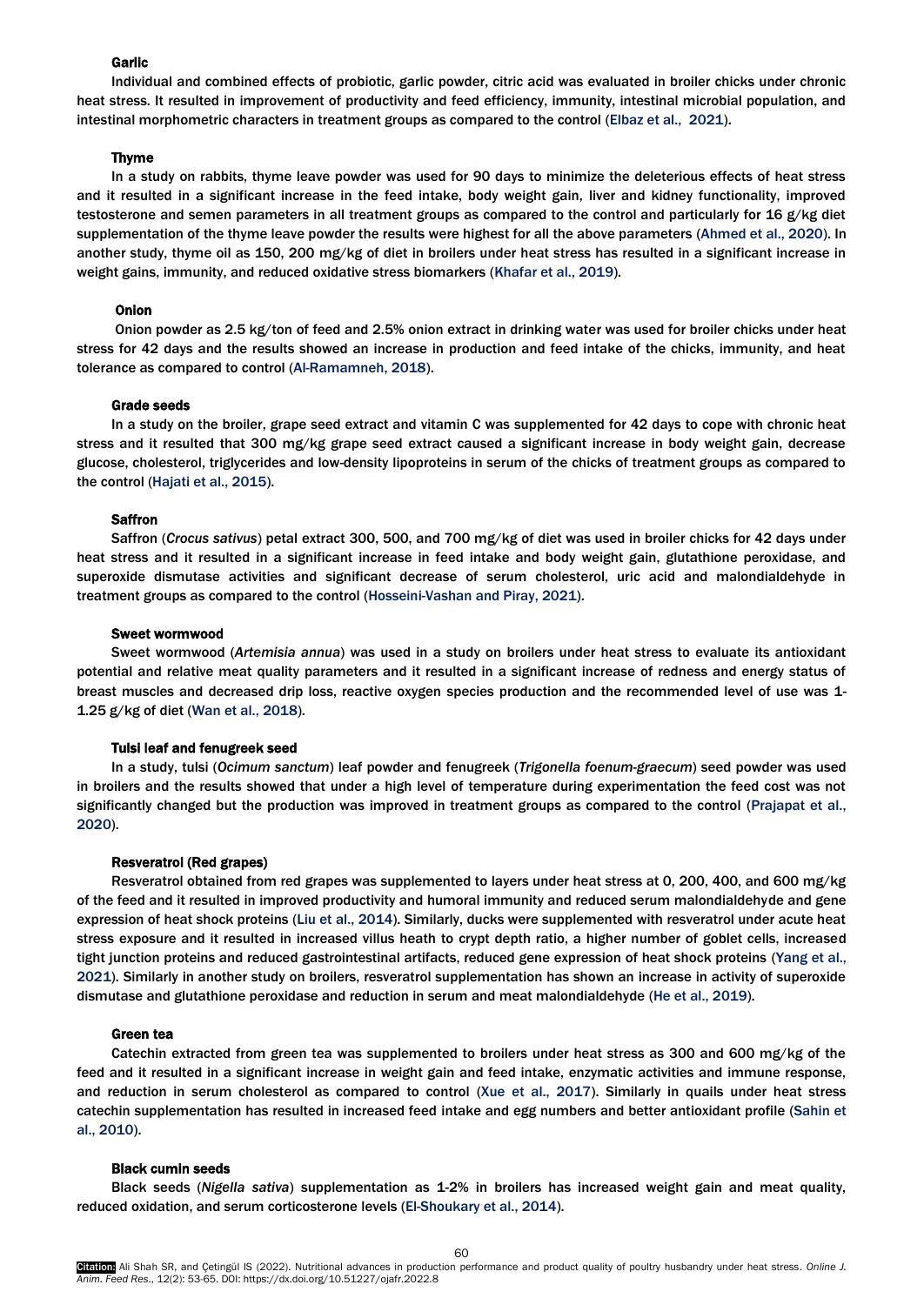### Garlic

Individual and combined effects of probiotic, garlic powder, citric acid was evaluated in broiler chicks under chronic heat stress. It resulted in improvement of productivity and feed efficiency, immunity, intestinal microbial population, and intestinal morphometric characters in treatment groups as compared to the control (Elbaz et al., 2021).

### Thyme

In a study on rabbits, thyme leave powder was used for 90 days to minimize the deleterious effects of heat stress and it resulted in a significant increase in the feed intake, body weight gain, liver and kidney functionality, improved testosterone and semen parameters in all treatment groups as compared to the control and particularly for 16 g/kg diet supplementation of the thyme leave powder the results were highest for all the above parameters (Ahmed et al., 2020). In another study, thyme oil as 150, 200 mg/kg of diet in broilers under heat stress has resulted in a significant increase in weight gains, immunity, and reduced oxidative stress biomarkers (Khafar et al., 2019).

### Onion

Onion powder as 2.5 kg/ton of feed and 2.5% onion extract in drinking water was used for broiler chicks under heat stress for 42 days and the results showed an increase in production and feed intake of the chicks, immunity, and heat tolerance as compared to control (Al-Ramamneh, 2018).

### Grade seeds

In a study on the broiler, grape seed extract and vitamin C was supplemented for 42 days to cope with chronic heat stress and it resulted that 300 mg/kg grape seed extract caused a significant increase in body weight gain, decrease glucose, cholesterol, triglycerides and low-density lipoproteins in serum of the chicks of treatment groups as compared to the control (Hajati et al., 2015).

### Saffron

Saffron (*Crocus sativus*) petal extract 300, 500, and 700 mg/kg of diet was used in broiler chicks for 42 days under heat stress and it resulted in a significant increase in feed intake and body weight gain, glutathione peroxidase, and superoxide dismutase activities and significant decrease of serum cholesterol, uric acid and malondialdehyde in treatment groups as compared to the control (Hosseini-Vashan and Piray, 2021).

### Sweet wormwood

Sweet wormwood (*Artemisia annua*) was used in a study on broilers under heat stress to evaluate its antioxidant potential and relative meat quality parameters and it resulted in a significant increase of redness and energy status of breast muscles and decreased drip loss, reactive oxygen species production and the recommended level of use was 1-1.25 g/kg of diet (Wan et al., 2018).

### Tulsi leaf and fenugreek seed

In a study, tulsi (*Ocimum sanctum*) leaf powder and fenugreek (*Trigonella foenum-graecum*) seed powder was used in broilers and the results showed that under a high level of temperature during experimentation the feed cost was not significantly changed but the production was improved in treatment groups as compared to the control (Prajapat et al., 2020).

### Resveratrol (Red grapes)

Resveratrol obtained from red grapes was supplemented to layers under heat stress at 0, 200, 400, and 600 mg/kg of the feed and it resulted in improved productivity and humoral immunity and reduced serum malondialdehyde and gene expression of heat shock proteins (Liu et al., 2014). Similarly, ducks were supplemented with resveratrol under acute heat stress exposure and it resulted in increased villus heath to crypt depth ratio, a higher number of goblet cells, increased tight junction proteins and reduced gastrointestinal artifacts, reduced gene expression of heat shock proteins (Yang et al., 2021). Similarly in another study on broilers, resveratrol supplementation has shown an increase in activity of superoxide dismutase and glutathione peroxidase and reduction in serum and meat malondialdehyde (He et al., 2019).

### Green tea

Catechin extracted from green tea was supplemented to broilers under heat stress as 300 and 600 mg/kg of the feed and it resulted in a significant increase in weight gain and feed intake, enzymatic activities and immune response, and reduction in serum cholesterol as compared to control (Xue et al., 2017). Similarly in quails under heat stress catechin supplementation has resulted in increased feed intake and egg numbers and better antioxidant profile (Sahin et al., 2010).

### Black cumin seeds

Black seeds (*Nigella sativa*) supplementation as 1-2% in broilers has increased weight gain and meat quality, reduced oxidation, and serum corticosterone levels (El-Shoukary et al., 2014).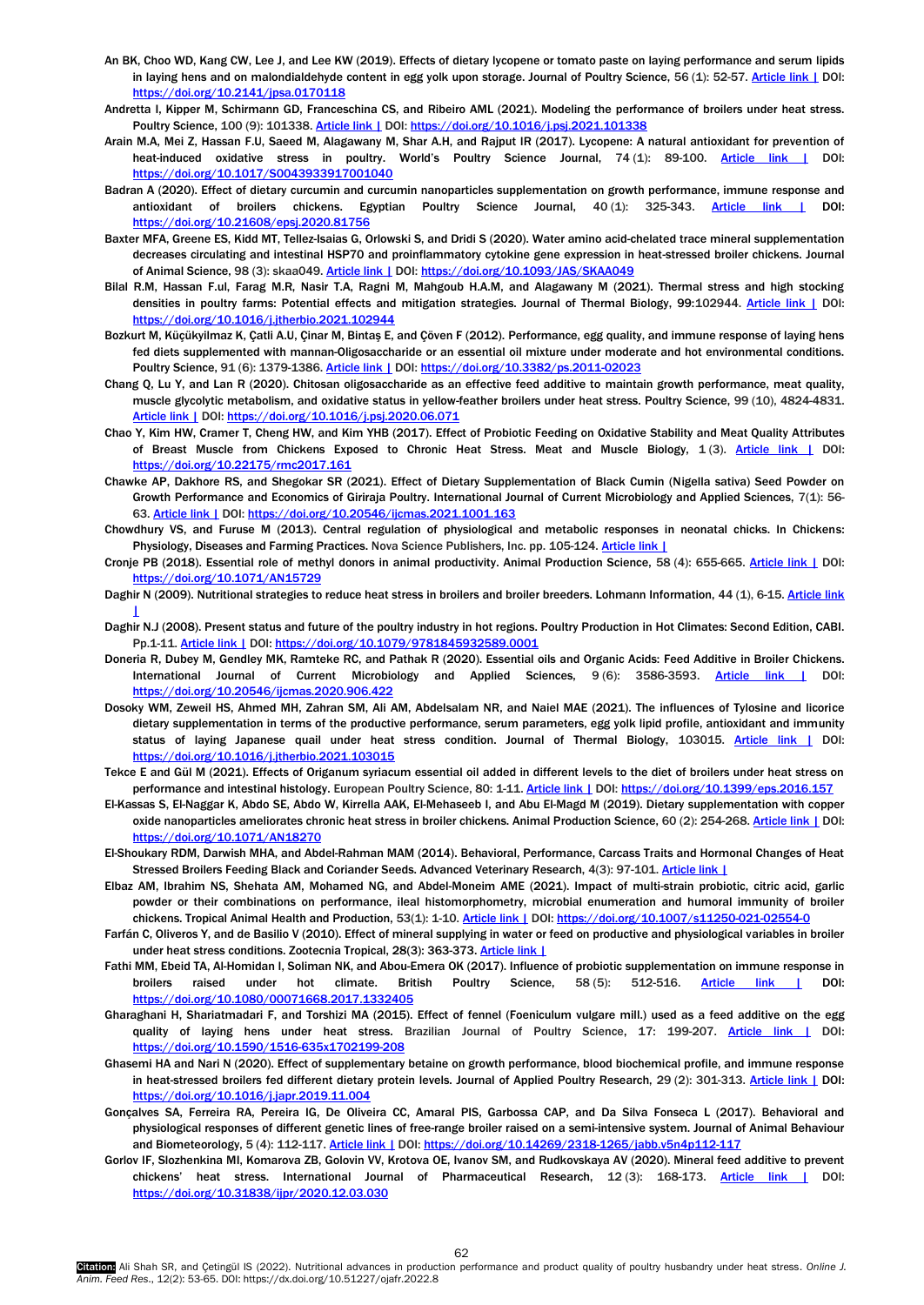An BK, Choo WD, Kang CW, Lee J, and Lee KW (2019). Effects of dietary lycopene or tomato paste on laying performance and serum lipids in laying hens and on malondialdehyde content in egg yolk upon storage. Journal of Poultry Science, 56 (1): 52-57. Article link | DOI: https://doi.org/10.2141/jpsa.0170118

Andretta I, Kipper M, Schirmann GD, Franceschina CS, and Ribeiro AML (2021). Modeling the performance of broilers under heat stress. Poultry Science, 100 (9): 101338. Article link | DOI: https://doi.org/10.1016/j.psj.2021.101338

Arain M.A, Mei Z, Hassan F.U, Saeed M, Alagawany M, Shar A.H, and Rajput IR (2017). Lycopene: A natural antioxidant for prevention of heat-induced oxidative stress in poultry. World's Poultry Science Journal, 74 (1): 89-100. Article link | DOI: https://doi.org/10.1017/S0043933917001040

Badran A (2020). Effect of dietary curcumin and curcumin nanoparticles supplementation on growth performance, immune response and antioxidant of broilers chickens. Egyptian Poultry Science Journal, 40 (1): 325-343. Article link | DOI: https://doi.org/10.21608/epsj.2020.81756

Baxter MFA, Greene ES, Kidd MT, Tellez-Isaias G, Orlowski S, and Dridi S (2020). Water amino acid-chelated trace mineral supplementation decreases circulating and intestinal HSP70 and proinflammatory cytokine gene expression in heat-stressed broiler chickens. Journal of Animal Science, 98 (3): skaa049. Article link | DOI: https://doi.org/10.1093/JAS/SKAA049

Bilal R.M, Hassan F.ul, Farag M.R, Nasir T.A, Ragni M, Mahgoub H.A.M, and Alagawany M (2021). Thermal stress and high stocking densities in poultry farms: Potential effects and mitigation strategies. Journal of Thermal Biology, 99:102944. Article link | DOI: https://doi.org/10.1016/j.jtherbio.2021.102944

Bozkurt M, Küçükyilmaz K, Çatli A.U, Çinar M, Bintaş E, and Çöven F (2012). Performance, egg quality, and immune response of laying hens fed diets supplemented with mannan-Oligosaccharide or an essential oil mixture under moderate and hot environmental conditions. Poultry Science, 91 (6): 1379-1386. Article link | DOI: https://doi.org/10.3382/ps.2011-02023

Chang Q, Lu Y, and Lan R (2020). Chitosan oligosaccharide as an effective feed additive to maintain growth performance, meat quality, muscle glycolytic metabolism, and oxidative status in yellow-feather broilers under heat stress. Poultry Science, 99 (10), 4824-4831. Article link | DOI: https://doi.org/10.1016/j.psj.2020.06.071

Chao Y, Kim HW, Cramer T, Cheng HW, and Kim YHB (2017). Effect of Probiotic Feeding on Oxidative Stability and Meat Quality Attributes of Breast Muscle from Chickens Exposed to Chronic Heat Stress. Meat and Muscle Biology, 1 (3). Article link | DOI: https://doi.org/10.22175/rmc2017.161

Chawke AP, Dakhore RS, and Shegokar SR (2021). Effect of Dietary Supplementation of Black Cumin (Nigella sativa) Seed Powder on Growth Performance and Economics of Giriraja Poultry. International Journal of Current Microbiology and Applied Sciences, 7(1): 56-63. Article link | DOI: https://doi.org/10.20546/ijcmas.2021.1001.163

Chowdhury VS, and Furuse M (2013). Central regulation of physiological and metabolic responses in neonatal chicks. In Chickens: Physiology, Diseases and Farming Practices. Nova Science Publishers, Inc. pp. 105-124. Article link |

Cronje PB (2018). Essential role of methyl donors in animal productivity. Animal Production Science, 58 (4): 655-665. Article link | DOI: https://doi.org/10.1071/AN15729

Daghir N (2009). Nutritional strategies to reduce heat stress in broilers and broiler breeders. Lohmann Information, 44 (1), 6-15. Article link |

Daghir N.J (2008). Present status and future of the poultry industry in hot regions. Poultry Production in Hot Climates: Second Edition, CABI. Pp.1-11. Article link | DOI: https://doi.org/10.1079/9781845932589.0001

Doneria R, Dubey M, Gendley MK, Ramteke RC, and Pathak R (2020). Essential oils and Organic Acids: Feed Additive in Broiler Chickens. International Journal of Current Microbiology and Applied Sciences, 9 (6): 3586-3593. Article link | DOI: https://doi.org/10.20546/ijcmas.2020.906.422

Dosoky WM, Zeweil HS, Ahmed MH, Zahran SM, Ali AM, Abdelsalam NR, and Naiel MAE (2021). The influences of Tylosine and licorice dietary supplementation in terms of the productive performance, serum parameters, egg yolk lipid profile, antioxidant and immunity status of laying Japanese quail under heat stress condition. Journal of Thermal Biology, 103015. Article link | DOI: https://doi.org/10.1016/j.jtherbio.2021.103015

Tekce E and Gül M (2021). Effects of Origanum syriacum essential oil added in different levels to the diet of broilers under heat stress on performance and intestinal histology. European Poultry Science, 80: 1-11. Article link | DOI: https://doi.org/10.1399/eps.2016.157

El-Kassas S, El-Naggar K, Abdo SE, Abdo W, Kirrella AAK, El-Mehaseeb I, and Abu El-Magd M (2019). Dietary supplementation with copper oxide nanoparticles ameliorates chronic heat stress in broiler chickens. Animal Production Science, 60 (2): 254-268. Article link | DOI: https://doi.org/10.1071/AN18270

El-Shoukary RDM, Darwish MHA, and Abdel-Rahman MAM (2014). Behavioral, Performance, Carcass Traits and Hormonal Changes of Heat Stressed Broilers Feeding Black and Coriander Seeds. Advanced Veterinary Research, 4(3): 97-101. Article link |

Elbaz AM, Ibrahim NS, Shehata AM, Mohamed NG, and Abdel-Moneim AME (2021). Impact of multi-strain probiotic, citric acid, garlic powder or their combinations on performance, ileal histomorphometry, microbial enumeration and humoral immunity of broiler chickens. Tropical Animal Health and Production, 53(1): 1-10. Article link | DOI: https://doi.org/10.1007/s11250-021-02554-0

Farfán C, Oliveros Y, and de Basilio V (2010). Effect of mineral supplying in water or feed on productive and physiological variables in broiler under heat stress conditions. Zootecnia Tropical, 28(3): 363-373. Article link |

Fathi MM, Ebeid TA, Al-Homidan I, Soliman NK, and Abou-Emera OK (2017). Influence of probiotic supplementation on immune response in broilers raised under hot climate. British Poultry Science, 58 (5): 512-516. Article link | DOI: https://doi.org/10.1080/00071668.2017.1332405

Gharaghani H, Shariatmadari F, and Torshizi MA (2015). Effect of fennel (Foeniculum vulgare mill.) used as a feed additive on the egg quality of laying hens under heat stress. Brazilian Journal of Poultry Science, 17: 199-207. Article link | DOI: https://doi.org/10.1590/1516-635x1702199-208

Ghasemi HA and Nari N (2020). Effect of supplementary betaine on growth performance, blood biochemical profile, and immune response in heat-stressed broilers fed different dietary protein levels. Journal of Applied Poultry Research, 29 (2): 301-313. Article link | DOI: https://doi.org/10.1016/j.japr.2019.11.004

Gonçalves SA, Ferreira RA, Pereira IG, De Oliveira CC, Amaral PIS, Garbossa CAP, and Da Silva Fonseca L (2017). Behavioral and physiological responses of different genetic lines of free-range broiler raised on a semi-intensive system. Journal of Animal Behaviour and Biometeorology, 5 (4): 112-117. Article link | DOI: https://doi.org/10.14269/2318-1265/jabb.v5n4p112-117

Gorlov IF, Slozhenkina MI, Komarova ZB, Golovin VV, Krotova OE, Ivanov SM, and Rudkovskaya AV (2020). Mineral feed additive to prevent chickens' heat stress. International Journal of Pharmaceutical Research, 12 (3): 168-173. Article link | DOI: https://doi.org/10.31838/ijpr/2020.12.03.030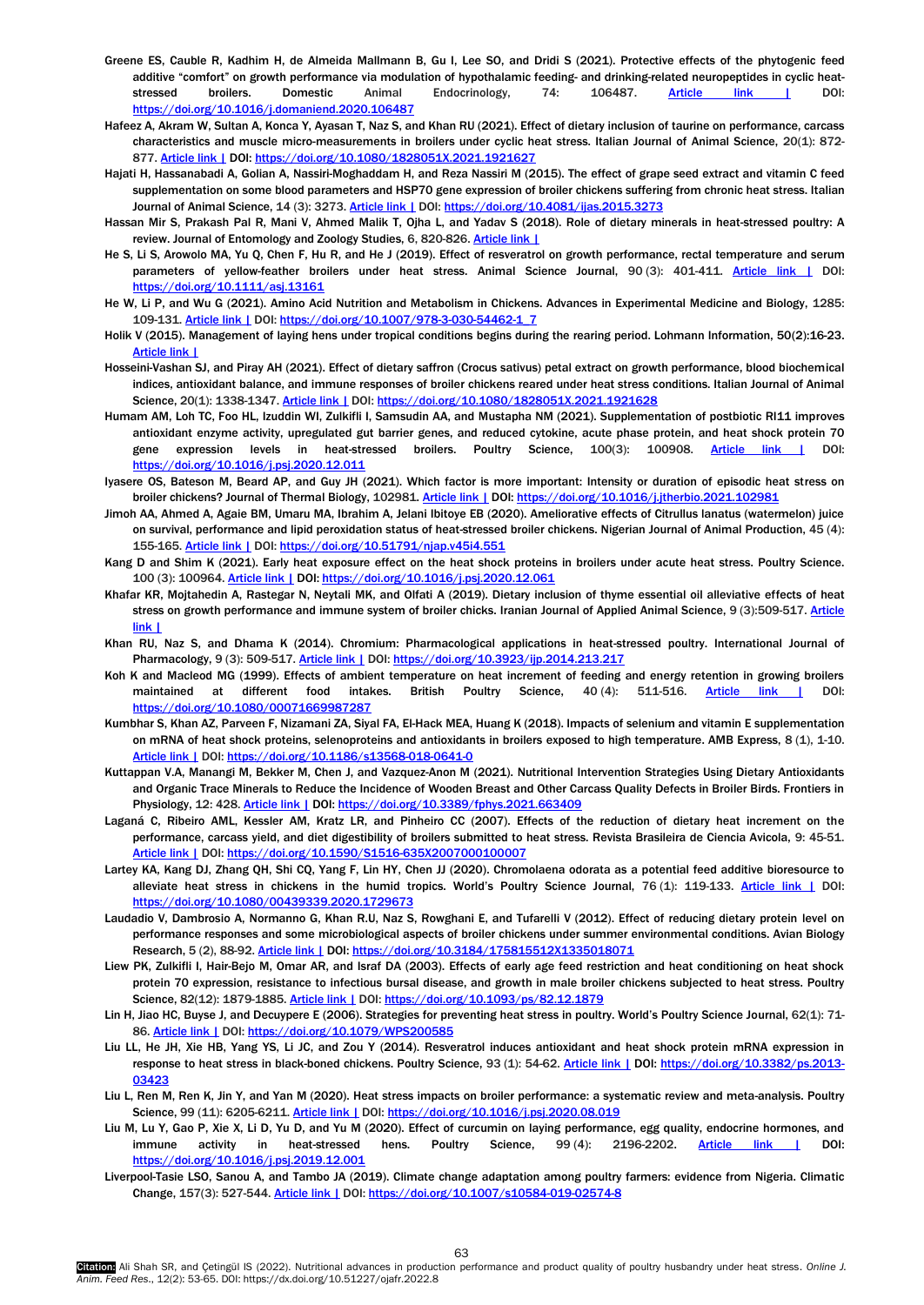Greene ES, Cauble R, Kadhim H, de Almeida Mallmann B, Gu I, Lee SO, and Dridi S (2021). Protective effects of the phytogenic feed additive "comfort" on growth performance via modulation of hypothalamic feeding- and drinking-related neuropeptides in cyclic heat-stressed broilers. Domestic Animal Endocrinology, 74: 106487. Article link | DOI: https://doi.org/10.1016/j.domaniend.2020.106487

Hafeez A, Akram W, Sultan A, Konca Y, Ayasan T, Naz S, and Khan RU (2021). Effect of dietary inclusion of taurine on performance, carcass characteristics and muscle micro-measurements in broilers under cyclic heat stress. Italian Journal of Animal Science, 20(1): 872-877. Article link | DOI: https://doi.org/10.1080/1828051X.2021.1921627

Hajati H, Hassanabadi A, Golian A, Nassiri-Moghaddam H, and Reza Nassiri M (2015). The effect of grape seed extract and vitamin C feed supplementation on some blood parameters and HSP70 gene expression of broiler chickens suffering from chronic heat stress. Italian Journal of Animal Science, 14 (3): 3273. Article link | DOI: https://doi.org/10.4081/ijas.2015.3273

Hassan Mir S, Prakash Pal R, Mani V, Ahmed Malik T, Ojha L, and Yadav S (2018). Role of dietary minerals in heat-stressed poultry: A review. Journal of Entomology and Zoology Studies, 6, 820-826. Article link |

He S, Li S, Arowolo MA, Yu Q, Chen F, Hu R, and He J (2019). Effect of resveratrol on growth performance, rectal temperature and serum parameters of yellow-feather broilers under heat stress. Animal Science Journal, 90 (3): 401-411. Article link | DOI: https://doi.org/10.1111/asj.13161

He W, Li P, and Wu G (2021). Amino Acid Nutrition and Metabolism in Chickens. Advances in Experimental Medicine and Biology, 1285: 109-131. Article link | DOI: https://doi.org/10.1007/978-3-030-54462-1_7

Holik V (2015). Management of laying hens under tropical conditions begins during the rearing period. Lohmann Information, 50(2):16-23. Article link |

Hosseini-Vashan SJ, and Piray AH (2021). Effect of dietary saffron (Crocus sativus) petal extract on growth performance, blood biochemical indices, antioxidant balance, and immune responses of broiler chickens reared under heat stress conditions. Italian Journal of Animal Science, 20(1): 1338-1347. Article link | DOI: https://doi.org/10.1080/1828051X.2021.1921628

Humam AM, Loh TC, Foo HL, Izuddin WI, Zulkifli I, Samsudin AA, and Mustapha NM (2021). Supplementation of postbiotic RI11 improves antioxidant enzyme activity, upregulated gut barrier genes, and reduced cytokine, acute phase protein, and heat shock protein 70 gene expression levels in heat-stressed broilers. Poultry Science, 100(3): 100908. Article link | DOI: https://doi.org/10.1016/j.psj.2020.12.011

Iyasere OS, Bateson M, Beard AP, and Guy JH (2021). Which factor is more important: Intensity or duration of episodic heat stress on broiler chickens? Journal of Thermal Biology, 102981. Article link | DOI: https://doi.org/10.1016/j.jtherbio.2021.102981

Jimoh AA, Ahmed A, Agaie BM, Umaru MA, Ibrahim A, Jelani Ibitoye EB (2020). Ameliorative effects of Citrullus lanatus (watermelon) juice on survival, performance and lipid peroxidation status of heat-stressed broiler chickens. Nigerian Journal of Animal Production, 45 (4): 155-165. Article link | DOI: https://doi.org/10.51791/njap.v45i4.551

Kang D and Shim K (2021). Early heat exposure effect on the heat shock proteins in broilers under acute heat stress. Poultry Science. 100 (3): 100964. Article link | DOI: https://doi.org/10.1016/j.psj.2020.12.061

Khafar KR, Mojtahedin A, Rastegar N, Neytali MK, and Olfati A (2019). Dietary inclusion of thyme essential oil alleviative effects of heat stress on growth performance and immune system of broiler chicks. Iranian Journal of Applied Animal Science, 9 (3):509-517. Article link |

Khan RU, Naz S, and Dhama K (2014). Chromium: Pharmacological applications in heat-stressed poultry. International Journal of Pharmacology, 9 (3): 509-517. Article link | DOI: https://doi.org/10.3923/ijp.2014.213.217

Koh K and Macleod MG (1999). Effects of ambient temperature on heat increment of feeding and energy retention in growing broilers maintained at different food intakes. British Poultry Science, 40 (4): 511-516. Article link | DOI: https://doi.org/10.1080/00071669987287

Kumbhar S, Khan AZ, Parveen F, Nizamani ZA, Siyal FA, El-Hack MEA, Huang K (2018). Impacts of selenium and vitamin E supplementation on mRNA of heat shock proteins, selenoproteins and antioxidants in broilers exposed to high temperature. AMB Express, 8 (1), 1-10. Article link | DOI: https://doi.org/10.1186/s13568-018-0641-0

Kuttappan V.A, Manangi M, Bekker M, Chen J, and Vazquez-Anon M (2021). Nutritional Intervention Strategies Using Dietary Antioxidants and Organic Trace Minerals to Reduce the Incidence of Wooden Breast and Other Carcass Quality Defects in Broiler Birds. Frontiers in Physiology, 12: 428. Article link | DOI: https://doi.org/10.3389/fphys.2021.663409

Laganá C, Ribeiro AML, Kessler AM, Kratz LR, and Pinheiro CC (2007). Effects of the reduction of dietary heat increment on the performance, carcass yield, and diet digestibility of broilers submitted to heat stress. Revista Brasileira de Ciencia Avicola, 9: 45-51. Article link | DOI: https://doi.org/10.1590/S1516-635X2007000100007

Lartey KA, Kang DJ, Zhang QH, Shi CQ, Yang F, Lin HY, Chen JJ (2020). Chromolaena odorata as a potential feed additive bioresource to alleviate heat stress in chickens in the humid tropics. World's Poultry Science Journal, 76 (1): 119-133. Article link | DOI: https://doi.org/10.1080/00439339.2020.1729673

Laudadio V, Dambrosio A, Normanno G, Khan R.U, Naz S, Rowghani E, and Tufarelli V (2012). Effect of reducing dietary protein level on performance responses and some microbiological aspects of broiler chickens under summer environmental conditions. Avian Biology Research, 5 (2), 88-92. Article link | DOI: https://doi.org/10.3184/175815512X1335018071

Liew PK, Zulkifli I, Hair-Bejo M, Omar AR, and Israf DA (2003). Effects of early age feed restriction and heat conditioning on heat shock protein 70 expression, resistance to infectious bursal disease, and growth in male broiler chickens subjected to heat stress. Poultry Science, 82(12): 1879-1885. Article link | DOI: https://doi.org/10.1093/ps/82.12.1879

Lin H, Jiao HC, Buyse J, and Decuypere E (2006). Strategies for preventing heat stress in poultry. World's Poultry Science Journal, 62(1): 71-86. Article link | DOI: https://doi.org/10.1079/WPS200585

Liu LL, He JH, Xie HB, Yang YS, Li JC, and Zou Y (2014). Resveratrol induces antioxidant and heat shock protein mRNA expression in response to heat stress in black-boned chickens. Poultry Science, 93 (1): 54-62. Article link | DOI: https://doi.org/10.3382/ps.2013-03423

Liu L, Ren M, Ren K, Jin Y, and Yan M (2020). Heat stress impacts on broiler performance: a systematic review and meta-analysis. Poultry Science, 99 (11): 6205-6211. Article link | DOI: https://doi.org/10.1016/j.psj.2020.08.019

Liu M, Lu Y, Gao P, Xie X, Li D, Yu D, and Yu M (2020). Effect of curcumin on laying performance, egg quality, endocrine hormones, and immune activity in heat-stressed hens. Poultry Science, 99 (4): 2196-2202. Article link | DOI: https://doi.org/10.1016/j.psj.2019.12.001

Liverpool-Tasie LSO, Sanou A, and Tambo JA (2019). Climate change adaptation among poultry farmers: evidence from Nigeria. Climatic Change, 157(3): 527-544. Article link | DOI: https://doi.org/10.1007/s10584-019-02574-8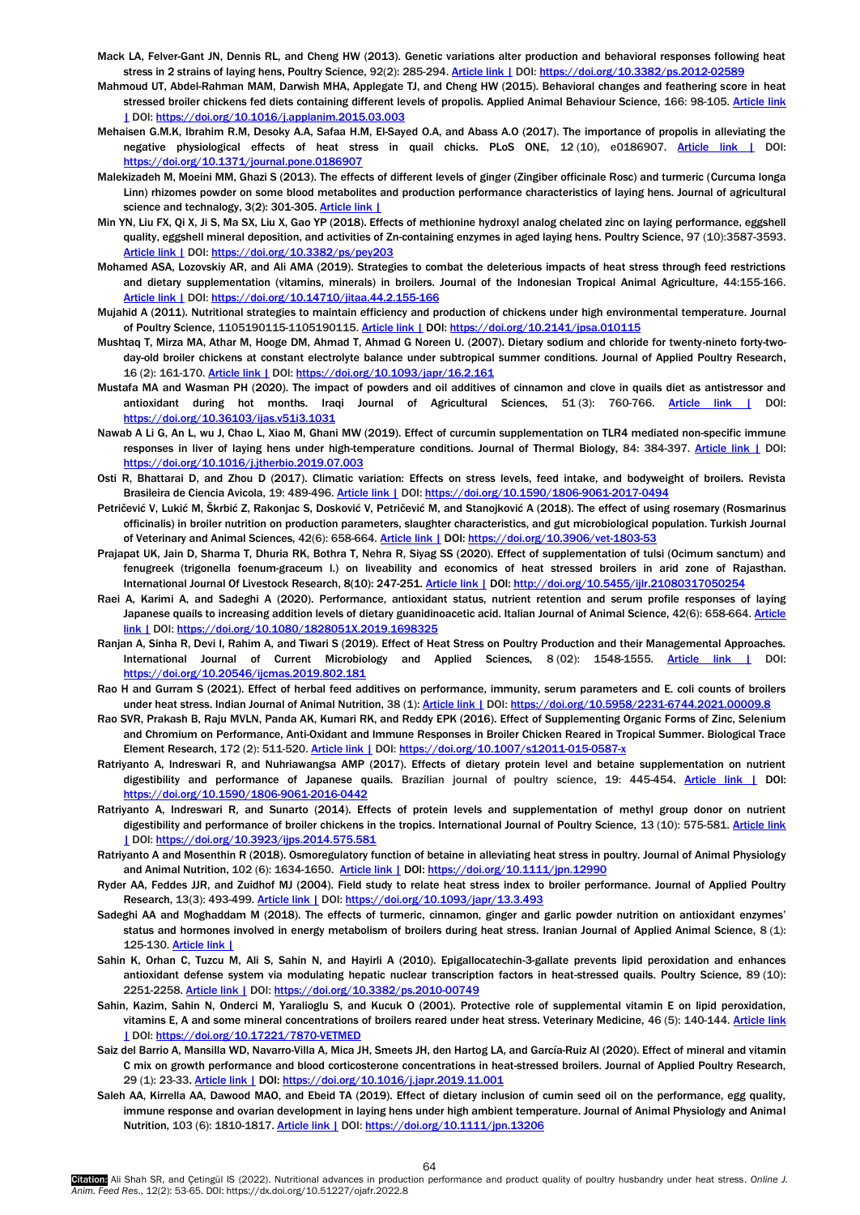Mack LA, Felver-Gant JN, Dennis RL, and Cheng HW (2013). Genetic variations alter production and behavioral responses following heat stress in 2 strains of laying hens, Poultry Science, 92(2): 285-294. Article link | DOI: https://doi.org/10.3382/ps.2012-02589

Mahmoud UT, Abdel-Rahman MAM, Darwish MHA, Applegate TJ, and Cheng HW (2015). Behavioral changes and feathering score in heat stressed broiler chickens fed diets containing different levels of propolis. Applied Animal Behaviour Science, 166: 98-105. Article link | DOI: https://doi.org/10.1016/j.applanim.2015.03.003

Mehaisen G.M.K, Ibrahim R.M, Desoky A.A, Safaa H.M, El-Sayed O.A, and Abass A.O (2017). The importance of propolis in alleviating the negative physiological effects of heat stress in quail chicks. PLoS ONE, 12 (10), e0186907. Article link | DOI: https://doi.org/10.1371/journal.pone.0186907

Malekizadeh M, Moeini MM, Ghazi S (2013). The effects of different levels of ginger (Zingiber officinale Rosc) and turmeric (Curcuma longa Linn) rhizomes powder on some blood metabolites and production performance characteristics of laying hens. Journal of agricultural science and technology, 3(2): 301-305. Article link |

Min YN, Liu FX, Qi X, Ji S, Ma SX, Liu X, Gao YP (2018). Effects of methionine hydroxyl analog chelated zinc on laying performance, eggshell quality, eggshell mineral deposition, and activities of Zn-containing enzymes in aged laying hens. Poultry Science, 97 (10):3587-3593. Article link | DOI: https://doi.org/10.3382/ps/pey203

Mohamed ASA, Lozovskiy AR, and Ali AMA (2019). Strategies to combat the deleterious impacts of heat stress through feed restrictions and dietary supplementation (vitamins, minerals) in broilers. Journal of the Indonesian Tropical Animal Agriculture, 44:155-166. Article link | DOI: https://doi.org/10.14710/jitaa.44.2.155-166

Mujahid A (2011). Nutritional strategies to maintain efficiency and production of chickens under high environmental temperature. Journal of Poultry Science, 1105190115-1105190115. Article link | DOI: https://doi.org/10.2141/jpsa.010115

Mushtaq T, Mirza MA, Athar M, Hooge DM, Ahmad T, Ahmad G Noreen U. (2007). Dietary sodium and chloride for twenty-nineto forty-two-day-old broiler chickens at constant electrolyte balance under subtropical summer conditions. Journal of Applied Poultry Research, 16 (2): 161-170. Article link | DOI: https://doi.org/10.1093/japr/16.2.161

Mustafa MA and Wasman PH (2020). The impact of powders and oil additives of cinnamon and clove in quails diet as antistressor and antioxidant during hot months. Iraqi Journal of Agricultural Sciences, 51 (3): 760-766. Article link | DOI: https://doi.org/10.36103/ijas.v51i3.1031

Nawab A Li G, An L, wu J, Chao L, Xiao M, Ghani MW (2019). Effect of curcumin supplementation on TLR4 mediated non-specific immune responses in liver of laying hens under high-temperature conditions. Journal of Thermal Biology, 84: 384-397. Article link | DOI: https://doi.org/10.1016/j.jtherbio.2019.07.003

Osti R, Bhattarai D, and Zhou D (2017). Climatic variation: Effects on stress levels, feed intake, and bodyweight of broilers. Revista Brasileira de Ciencia Avicola, 19: 489-496. Article link | DOI: https://doi.org/10.1590/1806-9061-2017-0494

Petričević V, Lukić M, Škrbić Z, Rakonjac S, Dosković V, Petričević M, and Stanojković A (2018). The effect of using rosemary (Rosmarinus officinalis) in broiler nutrition on production parameters, slaughter characteristics, and gut microbiological population. Turkish Journal of Veterinary and Animal Sciences, 42(6): 658-664. Article link | DOI: https://doi.org/10.3906/vet-1803-53

Prajapat UK, Jain D, Sharma T, Dhuria RK, Bothra T, Nehra R, Siyag SS (2020). Effect of supplementation of tulsi (Ocimum sanctum) and fenugreek (trigonella foenum-graceum l.) on liveability and economics of heat stressed broilers in arid zone of Rajasthan. International Journal Of Livestock Research, 8(10): 247-251. Article link | DOI: http://doi.org/10.5455/ijlr.21080317050254

Raei A, Karimi A, and Sadeghi A (2020). Performance, antioxidant status, nutrient retention and serum profile responses of laying Japanese quails to increasing addition levels of dietary guanidinoacetic acid. Italian Journal of Animal Science, 42(6): 658-664. Article link | DOI: https://doi.org/10.1080/1828051X.2019.1698325

Ranjan A, Sinha R, Devi I, Rahim A, and Tiwari S (2019). Effect of Heat Stress on Poultry Production and their Managemental Approaches. International Journal of Current Microbiology and Applied Sciences, 8 (02): 1548-1555. Article link | DOI: https://doi.org/10.20546/ijcmas.2019.802.181

Rao H and Gurram S (2021). Effect of herbal feed additives on performance, immunity, serum parameters and E. coli counts of broilers under heat stress. Indian Journal of Animal Nutrition, 38 (1): Article link | DOI: https://doi.org/10.5958/2231-6744.2021.00009.8

Rao SVR, Prakash B, Raju MVLN, Panda AK, Kumari RK, and Reddy EPK (2016). Effect of Supplementing Organic Forms of Zinc, Selenium and Chromium on Performance, Anti-Oxidant and Immune Responses in Broiler Chicken Reared in Tropical Summer. Biological Trace Element Research, 172 (2): 511-520. Article link | DOI: https://doi.org/10.1007/s12011-015-0587-x

Ratriyanto A, Indreswari R, and Nuhriawangsa AMP (2017). Effects of dietary protein level and betaine supplementation on nutrient digestibility and performance of Japanese quails. Brazilian journal of poultry science, 19: 445-454. Article link | DOI: https://doi.org/10.1590/1806-9061-2016-0442

Ratriyanto A, Indreswari R, and Sunarto (2014). Effects of protein levels and supplementation of methyl group donor on nutrient digestibility and performance of broiler chickens in the tropics. International Journal of Poultry Science, 13 (10): 575-581. Article link | DOI: https://doi.org/10.3923/ijps.2014.575.581

Ratriyanto A and Mosenthin R (2018). Osmoregulatory function of betaine in alleviating heat stress in poultry. Journal of Animal Physiology and Animal Nutrition, 102 (6): 1634-1650. Article link | DOI: https://doi.org/10.1111/jpn.12990

Ryder AA, Feddes JJR, and Zuidhof MJ (2004). Field study to relate heat stress index to broiler performance. Journal of Applied Poultry Research, 13(3): 493-499. Article link | DOI: https://doi.org/10.1093/japr/13.3.493

Sadeghi AA and Moghaddam M (2018). The effects of turmeric, cinnamon, ginger and garlic powder nutrition on antioxidant enzymes' status and hormones involved in energy metabolism of broilers during heat stress. Iranian Journal of Applied Animal Science, 8 (1): 125-130. Article link |

Sahin K, Orhan C, Tuzcu M, Ali S, Sahin N, and Hayirli A (2010). Epigallocatechin-3-gallate prevents lipid peroxidation and enhances antioxidant defense system via modulating hepatic nuclear transcription factors in heat-stressed quails. Poultry Science, 89 (10): 2251-2258. Article link | DOI: https://doi.org/10.3382/ps.2010-00749

Sahin, Kazim, Sahin N, Onderci M, Yaralioglu S, and Kucuk O (2001). Protective role of supplemental vitamin E on lipid peroxidation, vitamins E, A and some mineral concentrations of broilers reared under heat stress. Veterinary Medicine, 46 (5): 140-144. Article link | DOI: https://doi.org/10.17221/7870-VETMED

Saiz del Barrio A, Mansilla WD, Navarro-Villa A, Mica JH, Smeets JH, den Hartog LA, and García-Ruiz AI (2020). Effect of mineral and vitamin C mix on growth performance and blood corticosterone concentrations in heat-stressed broilers. Journal of Applied Poultry Research, 29 (1): 23-33. Article link | DOI: https://doi.org/10.1016/j.japr.2019.11.001

Saleh AA, Kirrella AA, Dawood MAO, and Ebeid TA (2019). Effect of dietary inclusion of cumin seed oil on the performance, egg quality, immune response and ovarian development in laying hens under high ambient temperature. Journal of Animal Physiology and Animal Nutrition, 103 (6): 1810-1817. Article link | DOI: https://doi.org/10.1111/jpn.13206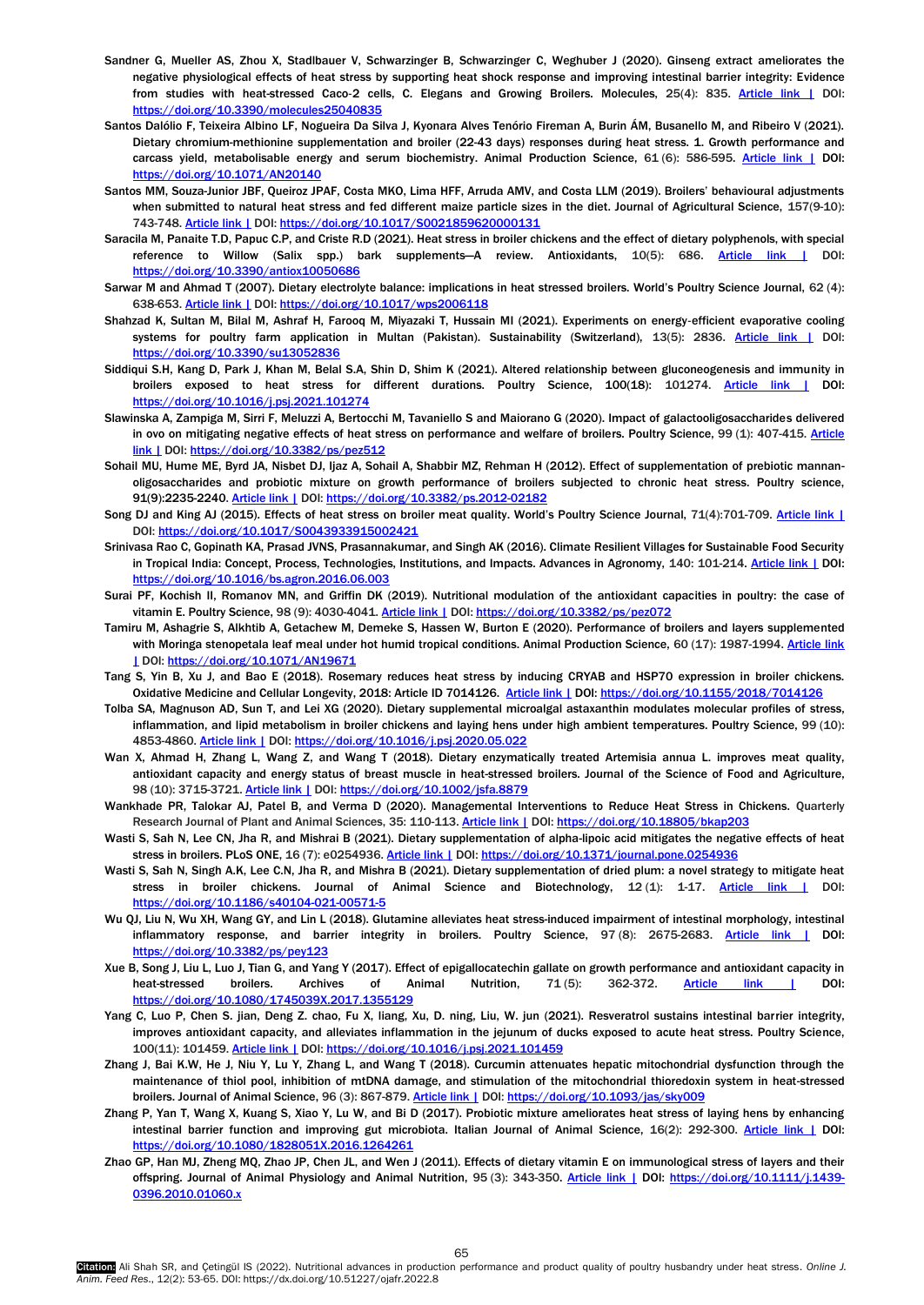Sandner G, Mueller AS, Zhou X, Stadlbauer V, Schwarzinger B, Schwarzinger C, Weghuber J (2020). Ginseng extract ameliorates the negative physiological effects of heat stress by supporting heat shock response and improving intestinal barrier integrity: Evidence from studies with heat-stressed Caco-2 cells, C. Elegans and Growing Broilers. Molecules, 25(4): 835. Article link | DOI: https://doi.org/10.3390/molecules25040835

Santos Dalólio F, Teixeira Albino LF, Nogueira Da Silva J, Kyonara Alves Tenório Fireman A, Burin ÁM, Busanello M, and Ribeiro V (2021). Dietary chromium-methionine supplementation and broiler (22-43 days) responses during heat stress. 1. Growth performance and carcass yield, metabolisable energy and serum biochemistry. Animal Production Science, 61 (6): 586-595. Article link | DOI: https://doi.org/10.1071/AN20140

Santos MM, Souza-Junior JBF, Queiroz JPAF, Costa MKO, Lima HFF, Arruda AMV, and Costa LLM (2019). Broilers' behavioural adjustments when submitted to natural heat stress and fed different maize particle sizes in the diet. Journal of Agricultural Science, 157(9-10): 743-748. Article link | DOI: https://doi.org/10.1017/S0021859620000131

Saracila M, Panaite T.D, Papuc C.P, and Criste R.D (2021). Heat stress in broiler chickens and the effect of dietary polyphenols, with special reference to Willow (Salix spp.) bark supplements—A review. Antioxidants, 10(5): 686. Article link | DOI: https://doi.org/10.3390/antiox10050686

Sarwar M and Ahmad T (2007). Dietary electrolyte balance: implications in heat stressed broilers. World's Poultry Science Journal, 62 (4): 638-653. Article link | DOI: https://doi.org/10.1017/wps2006118

Shahzad K, Sultan M, Bilal M, Ashraf H, Farooq M, Miyazaki T, Hussain MI (2021). Experiments on energy-efficient evaporative cooling systems for poultry farm application in Multan (Pakistan). Sustainability (Switzerland), 13(5): 2836. Article link | DOI: https://doi.org/10.3390/su13052836

Siddiqui S.H, Kang D, Park J, Khan M, Belal S.A, Shin D, Shim K (2021). Altered relationship between gluconeogenesis and immunity in broilers exposed to heat stress for different durations. Poultry Science, 100(18): 101274. Article link | DOI: https://doi.org/10.1016/j.psj.2021.101274

Slawinska A, Zampiga M, Sirri F, Meluzzi A, Bertocchi M, Tavaniello S and Maiorano G (2020). Impact of galactooligosaccharides delivered in ovo on mitigating negative effects of heat stress on performance and welfare of broilers. Poultry Science, 99 (1): 407-415. Article link | DOI: https://doi.org/10.3382/ps/pez512

Sohail MU, Hume ME, Byrd JA, Nisbet DJ, Ijaz A, Sohail A, Shabbir MZ, Rehman H (2012). Effect of supplementation of prebiotic mannan-oligosaccharides and probiotic mixture on growth performance of broilers subjected to chronic heat stress. Poultry science, 91(9):2235-2240. Article link | DOI: https://doi.org/10.3382/ps.2012-02182

Song DJ and King AJ (2015). Effects of heat stress on broiler meat quality. World's Poultry Science Journal, 71(4):701-709. Article link | DOI: https://doi.org/10.1017/S0043933915002421

Srinivasa Rao C, Gopinath KA, Prasad JVNS, Prasannakumar, and Singh AK (2016). Climate Resilient Villages for Sustainable Food Security in Tropical India: Concept, Process, Technologies, Institutions, and Impacts. Advances in Agronomy, 140: 101-214. Article link | DOI: https://doi.org/10.1016/bs.agron.2016.06.003

Surai PF, Kochish II, Romanov MN, and Griffin DK (2019). Nutritional modulation of the antioxidant capacities in poultry: the case of vitamin E. Poultry Science, 98 (9): 4030-4041. Article link | DOI: https://doi.org/10.3382/ps/pez072

Tamiru M, Ashagrie S, Alkhtib A, Getachew M, Demeke S, Hassen W, Burton E (2020). Performance of broilers and layers supplemented with Moringa stenopetala leaf meal under hot humid tropical conditions. Animal Production Science, 60 (17): 1987-1994. Article link | DOI: https://doi.org/10.1071/AN19671

Tang S, Yin B, Xu J, and Bao E (2018). Rosemary reduces heat stress by inducing CRYAB and HSP70 expression in broiler chickens. Oxidative Medicine and Cellular Longevity, 2018: Article ID 7014126. Article link | DOI: https://doi.org/10.1155/2018/7014126

Tolba SA, Magnuson AD, Sun T, and Lei XG (2020). Dietary supplemental microalgal astaxanthin modulates molecular profiles of stress, inflammation, and lipid metabolism in broiler chickens and laying hens under high ambient temperatures. Poultry Science, 99 (10): 4853-4860. Article link | DOI: https://doi.org/10.1016/j.psj.2020.05.022

Wan X, Ahmad H, Zhang L, Wang Z, and Wang T (2018). Dietary enzymatically treated Artemisia annua L. improves meat quality, antioxidant capacity and energy status of breast muscle in heat-stressed broilers. Journal of the Science of Food and Agriculture, 98 (10): 3715-3721. Article link | DOI: https://doi.org/10.1002/jsfa.8879

Wankhade PR, Talokar AJ, Patel B, and Verma D (2020). Managemental Interventions to Reduce Heat Stress in Chickens. Quarterly Research Journal of Plant and Animal Sciences, 35: 110-113. Article link | DOI: https://doi.org/10.18805/bkap203

Wasti S, Sah N, Lee CN, Jha R, and Mishrai B (2021). Dietary supplementation of alpha-lipoic acid mitigates the negative effects of heat stress in broilers. PLoS ONE, 16 (7): e0254936. Article link | DOI: https://doi.org/10.1371/journal.pone.0254936

Wasti S, Sah N, Singh A.K, Lee C.N, Jha R, and Mishra B (2021). Dietary supplementation of dried plum: a novel strategy to mitigate heat stress in broiler chickens. Journal of Animal Science and Biotechnology, 12 (1): 1-17. Article link | DOI: https://doi.org/10.1186/s40104-021-00571-5

Wu QJ, Liu N, Wu XH, Wang GY, and Lin L (2018). Glutamine alleviates heat stress-induced impairment of intestinal morphology, intestinal inflammatory response, and barrier integrity in broilers. Poultry Science, 97 (8): 2675-2683. Article link | DOI: https://doi.org/10.3382/ps/pey123

Xue B, Song J, Liu L, Luo J, Tian G, and Yang Y (2017). Effect of epigallocatechin gallate on growth performance and antioxidant capacity in heat-stressed broilers. Archives of Animal Nutrition, 71 (5): 362-372. Article link | DOI: https://doi.org/10.1080/1745039X.2017.1355129

Yang C, Luo P, Chen S. jian, Deng Z. chao, Fu X, liang, Xu, D. ning, Liu, W. jun (2021). Resveratrol sustains intestinal barrier integrity, improves antioxidant capacity, and alleviates inflammation in the jejunum of ducks exposed to acute heat stress. Poultry Science, 100(11): 101459. Article link | DOI: https://doi.org/10.1016/j.psj.2021.101459

Zhang J, Bai K.W, He J, Niu Y, Lu Y, Zhang L, and Wang T (2018). Curcumin attenuates hepatic mitochondrial dysfunction through the maintenance of thiol pool, inhibition of mtDNA damage, and stimulation of the mitochondrial thioredoxin system in heat-stressed broilers. Journal of Animal Science, 96 (3): 867-879. Article link | DOI: https://doi.org/10.1093/jas/sky009

Zhang P, Yan T, Wang X, Kuang S, Xiao Y, Lu W, and Bi D (2017). Probiotic mixture ameliorates heat stress of laying hens by enhancing intestinal barrier function and improving gut microbiota. Italian Journal of Animal Science, 16(2): 292-300. Article link | DOI: https://doi.org/10.1080/1828051X.2016.1264261

Zhao GP, Han MJ, Zheng MQ, Zhao JP, Chen JL, and Wen J (2011). Effects of dietary vitamin E on immunological stress of layers and their offspring. Journal of Animal Physiology and Animal Nutrition, 95 (3): 343-350. Article link | DOI: https://doi.org/10.1111/j.1439-0396.2010.01060.x